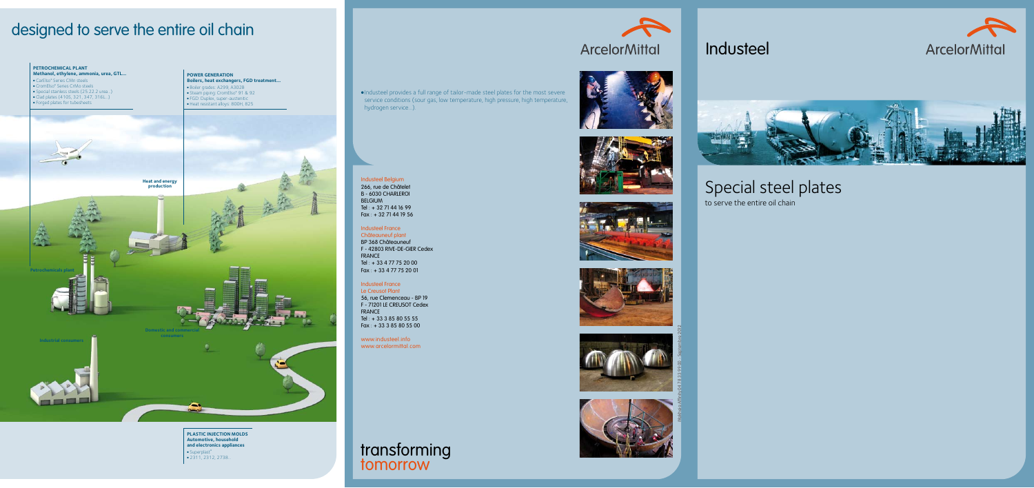# designed to serve the entire oil chain

**PETROCHEMICAL PLANT**
**Methanol, ethylene, ammonia, urea, GTL...**
- CarElso® Series CMn steels
- CromElso® Series CrMo steels
- Special stainless steels (25 22 2 urea...)
- Clad plates (410S, 321, 347, 316L...)
- Forged plates for tubesheets

**POWER GENERATION**
**Boilers, heat exchangers, FGD treatment...**
- Boiler grades: A299, A302B
- Steam piping: CromElso® 91 & 92
- FGD: Duplex, super-austenitic
- Heat resistant alloys: 800H, 825

Heat and energy production

Petrochemicals plant

Industrial consumers

Domestic and commercial consumers

**PLASTIC INJECTION MOLDS**
**Automotive, household and electronics appliances**
- Superplast®
- 2311, 2312, 2738...

ArcelorMittal

- Industeel provides a full range of tailor-made steel plates for the most severe service conditions (sour gas, low temperature, high pressure, high temperature, hydrogen service...).

Industeel Belgium
266, rue de Châtelet
B - 6030 CHARLEROI
BELGIUM
Tel : + 32 71 44 16 99
Fax : + 32 71 44 19 56

Industeel France
Châteauneuf plant
BP 368 Châteauneuf
F - 42803 RIVE-DE-GIER Cedex
FRANCE
Tel : + 33 4 77 75 20 00
Fax : + 33 4 77 75 20 01

Industeel France
Le Creusot Plant
56, rue Clemenceau - BP 19
F - 71201 LE CREUSOT Cedex
FRANCE
Tel : + 33 3 85 80 55 55
Fax : + 33 3 85 80 55 00

www.industeel.info
www.arcelormittal.com

transforming tomorrow

Mahjoub Affinity 04 73 33 99 00 - September 2012

# Industeel

ArcelorMittal

## Special steel plates
to serve the entire oil chain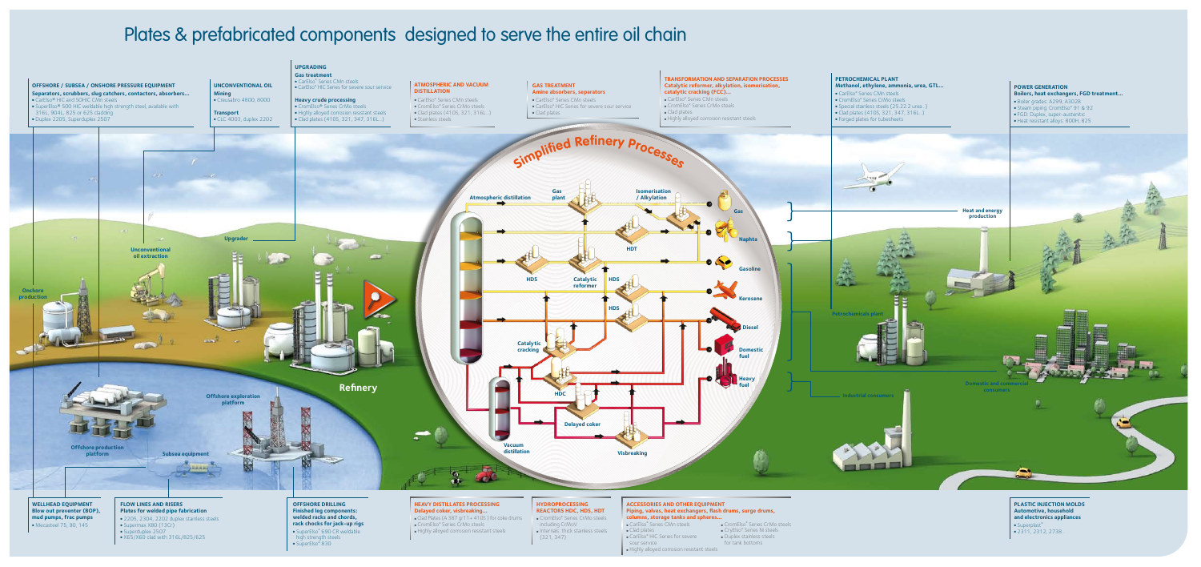# Plates & prefabricated components designed to serve the entire oil chain

**OFFSHORE / SUBSEA / ONSHORE PRESSURE EQUIPMENT**
**Separators, scrubbers, slug catchers, contactors, absorbers...**
- CarElso® HIC and SOHIC CMn steels
- SuperElso® 500 HIC weldable high strength steel, available with 316L, 904L, 825 or 625 cladding
- Duplex 2205, Superduplex 2507

**UNCONVENTIONAL OIL**
**Mining**
- Creusabro 4800, 8000

**Transport**
- CLC 4003, duplex 2202

**UPGRADING**
**Gas treatment**
- CarElso® Series CMn steels
- CarElso® HIC Series for severe sour service

**Heavy crude processing**
- CromElso® Series CrMo steels
- Highly alloyed corrosion resistant steels
- Clad plates (410S, 321, 347, 316L..)

**ATMOSPHERIC AND VACUUM DISTILLATION**
- CarElso® Series CMn steels
- CromElso® Series CrMo steels
- Clad plates (410S, 321, 316L..)
- Stainless steels

**GAS TREATMENT**
**Amine absorbers, separators**
- CarElso® Series CMn steels
- CarElso® HIC Series for severe sour service
- Clad plates

**TRANSFORMATION AND SEPARATION PROCESSES**
**Catalytic reformer, alkylation, isomerisation, catalytic cracking (FCC)...**
- CarElso® Series CMn steels
- CromElso® Series CrMo steels
- Clad plates
- Highly alloyed corrosion resistant steels

**PETROCHEMICAL PLANT**
**Methanol, ethylene, ammonia, urea, GTL...**
- CarElso® Series CMn steels
- CromElso® Series CrMo steels
- Special stainless steels (25.22.2 urea..)
- Clad plates (410S, 321, 347, 316L..)
- Forged plates for tubesheets

**POWER GENERATION**
**Boilers, heat exchangers, FGD treatment...**
- Boiler grades: A299, A302B
- Steam piping: CromElso® 91 & 92
- FGD: Duplex, super-austenitic
- Heat resistant alloys: 800H, 825

Simplified Refinery Processes

Atmospheric distillation, Gas plant, Isomerisation / Alkylation, HDT, HDS, Catalytic reformer, HDS, HDS, Catalytic cracking, HDC, Delayed coker, Vacuum distillation, Visbreaking

Gas, Naphta, Gasoline, Kerosene, Diesel, Domestic fuel, Heavy fuel

Onshore production, Unconventional oil extraction, Upgrader, Refinery, Offshore exploration platform, Offshore production platform, Subsea equipment

Heat and energy production, Petrochemicals plant, Industrial consumers, Domestic and commercial consumers

**WELLHEAD EQUIPMENT**
**Blow out preventer (BOP), mud pumps, frac pumps**
- Mecasteel 75, 90, 145

**FLOW LINES AND RISERS**
**Plates for welded pipe fabrication**
- 2205, 2304, 2202 duplex stainless steels
- Supermax X80 (13Cr)
- Superduplex 2507
- X65/X60 clad with 316L/825/625

**OFFSHORE DRILLING**
**Finished leg components: welded racks and chords, rack chocks for jack-up rigs**
- SuperElso® 690 CR weldable high strength steels
- SuperElso® 830

**HEAVY DISTILLATES PROCESSING**
**Delayed coker, visbreaking...**
- Clad Plates (A 387 gr11+ 410S) for coke drums
- CromElso® Series CrMo steels
- Highly alloyed corrosion resistant steels

**HYDROPROCESSING REACTORS HDC, HDS, HDT**
- CromElso® Series CrMo steels including CrMoV
- Internals: thick stainless steels (321, 347)

**ACCESSORIES AND OTHER EQUIPMENT**
**Piping, valves, heat exchangers, flash drums, surge drums, columns, storage tanks and spheres...**
- CarElso® Series CMn steels
- Clad plates
- CarElso® HIC Series for severe sour service
- CromElso® Series CrMo steels
- CryElso® Series Ni steels
- Duplex stainless steels for tank bottoms
- Highly alloyed corrosion resistant steels

**PLASTIC INJECTION MOLDS**
**Automotive, household and electronics appliances**
- Superplast®
- 2311, 2312, 2738...